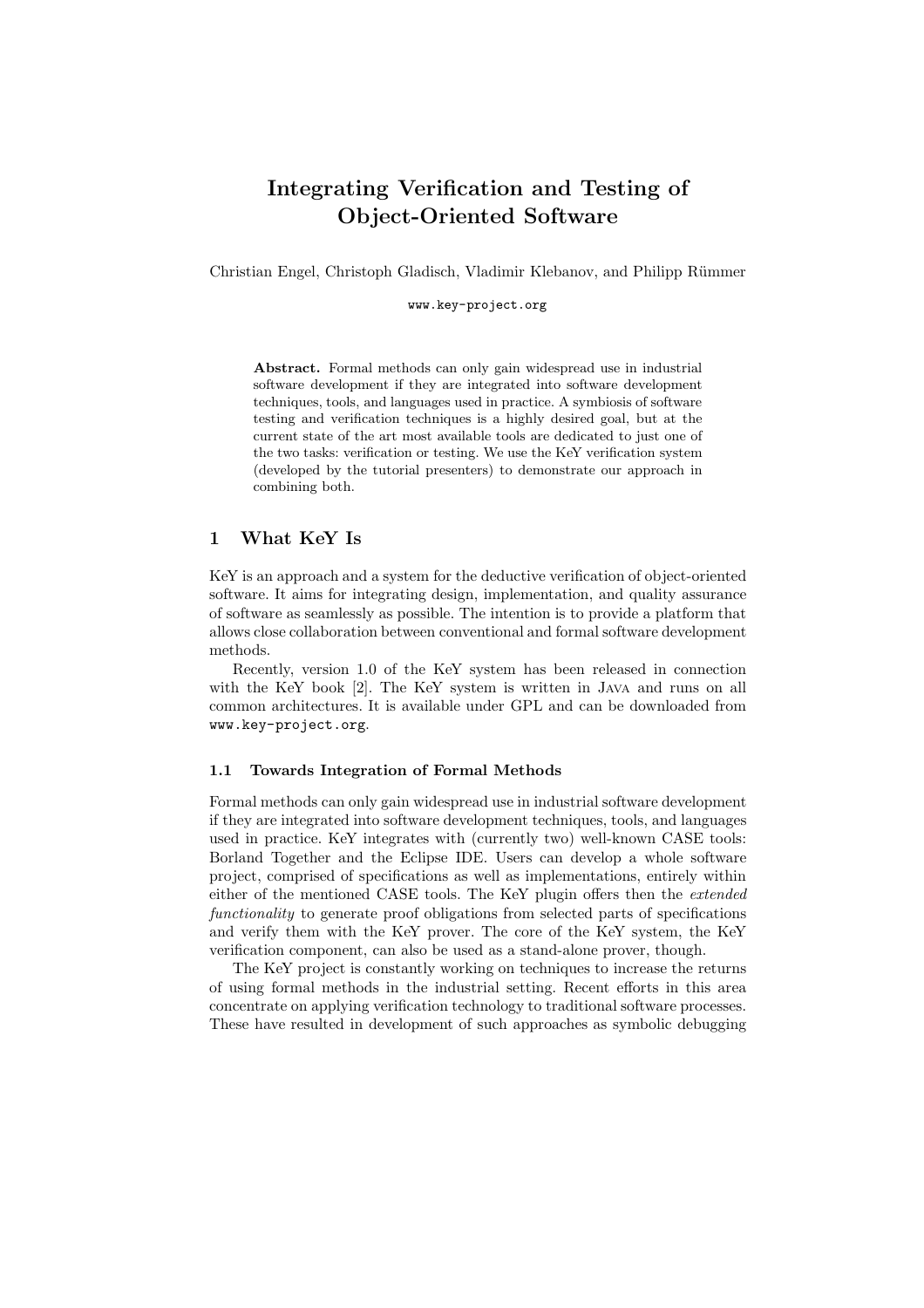# Integrating Verification and Testing of Object-Oriented Software

Christian Engel, Christoph Gladisch, Vladimir Klebanov, and Philipp Rümmer

www.key-project.org

**Abstract.** Formal methods can only gain widespread use in industrial software development if they are integrated into software development techniques, tools, and languages used in practice. A symbiosis of software testing and verification techniques is a highly desired goal, but at the current state of the art most available tools are dedicated to just one of the two tasks: verification or testing. We use the KeY verification system (developed by the tutorial presenters) to demonstrate our approach in combining both.

## 1 What KeY Is

KeY is an approach and a system for the deductive verification of object-oriented software. It aims for integrating design, implementation, and quality assurance of software as seamlessly as possible. The intention is to provide a platform that allows close collaboration between conventional and formal software development methods.

Recently, version 1.0 of the KeY system has been released in connection with the KeY book [2]. The KeY system is written in Java and runs on all common architectures. It is available under GPL and can be downloaded from www.key-project.org.

### 1.1 Towards Integration of Formal Methods

Formal methods can only gain widespread use in industrial software development if they are integrated into software development techniques, tools, and languages used in practice. KeY integrates with (currently two) well-known CASE tools: Borland Together and the Eclipse IDE. Users can develop a whole software project, comprised of specifications as well as implementations, entirely within either of the mentioned CASE tools. The KeY plugin offers then the *extended functionality* to generate proof obligations from selected parts of specifications and verify them with the KeY prover. The core of the KeY system, the KeY verification component, can also be used as a stand-alone prover, though.

The KeY project is constantly working on techniques to increase the returns of using formal methods in the industrial setting. Recent efforts in this area concentrate on applying verification technology to traditional software processes. These have resulted in development of such approaches as symbolic debugging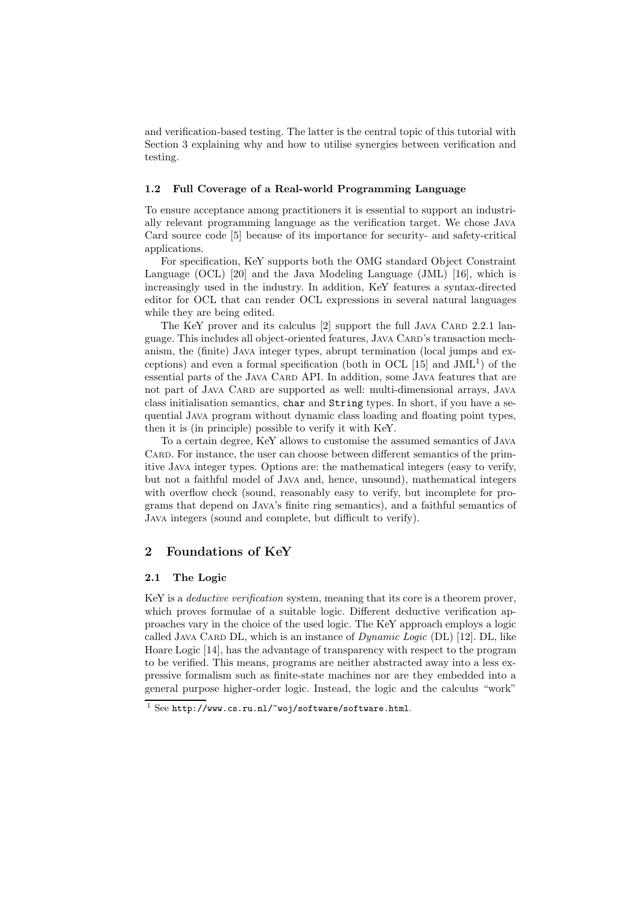and verification-based testing. The latter is the central topic of this tutorial with Section 3 explaining why and how to utilise synergies between verification and testing.

### 1.2 Full Coverage of a Real-world Programming Language

To ensure acceptance among practitioners it is essential to support an industrially relevant programming language as the verification target. We chose Java Card source code [5] because of its importance for security- and safety-critical applications.

For specification, KeY supports both the OMG standard Object Constraint Language (OCL) [20] and the Java Modeling Language (JML) [16], which is increasingly used in the industry. In addition, KeY features a syntax-directed editor for OCL that can render OCL expressions in several natural languages while they are being edited.

The KeY prover and its calculus [2] support the full Java Card 2.2.1 language. This includes all object-oriented features, Java Card's transaction mechanism, the (finite) Java integer types, abrupt termination (local jumps and exceptions) and even a formal specification (both in OCL [15] and JML[1]) of the essential parts of the Java Card API. In addition, some Java features that are not part of Java Card are supported as well: multi-dimensional arrays, Java class initialisation semantics, `char` and `String` types. In short, if you have a sequential Java program without dynamic class loading and floating point types, then it is (in principle) possible to verify it with KeY.

To a certain degree, KeY allows to customise the assumed semantics of Java Card. For instance, the user can choose between different semantics of the primitive Java integer types. Options are: the mathematical integers (easy to verify, but not a faithful model of Java and, hence, unsound), mathematical integers with overflow check (sound, reasonably easy to verify, but incomplete for programs that depend on Java's finite ring semantics), and a faithful semantics of Java integers (sound and complete, but difficult to verify).

## 2 Foundations of KeY

### 2.1 The Logic

KeY is a *deductive verification* system, meaning that its core is a theorem prover, which proves formulae of a suitable logic. Different deductive verification approaches vary in the choice of the used logic. The KeY approach employs a logic called Java Card DL, which is an instance of *Dynamic Logic* (DL) [12]. DL, like Hoare Logic [14], has the advantage of transparency with respect to the program to be verified. This means, programs are neither abstracted away into a less expressive formalism such as finite-state machines nor are they embedded into a general purpose higher-order logic. Instead, the logic and the calculus "work"

[1] See `http://www.cs.ru.nl/~woj/software/software.html`.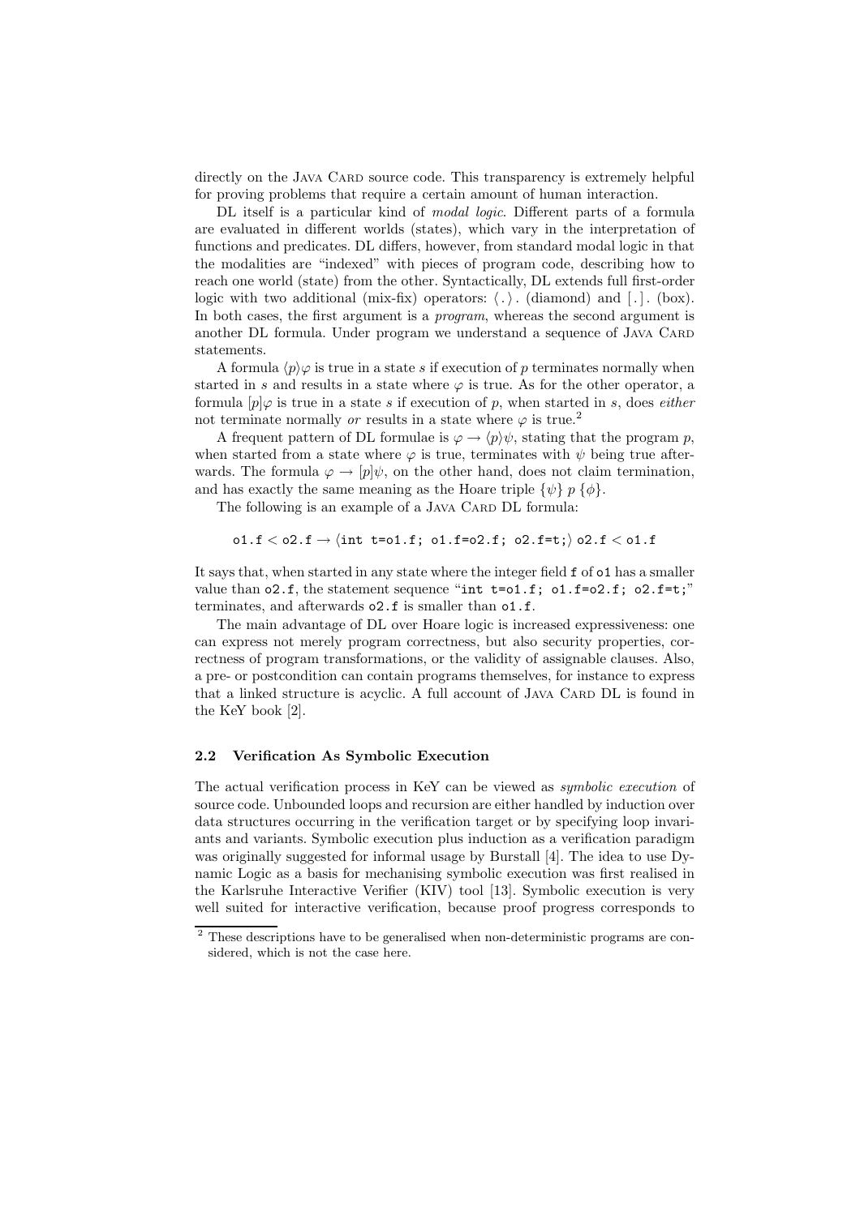directly on the Java Card source code. This transparency is extremely helpful for proving problems that require a certain amount of human interaction.

DL itself is a particular kind of *modal logic*. Different parts of a formula are evaluated in different worlds (states), which vary in the interpretation of functions and predicates. DL differs, however, from standard modal logic in that the modalities are "indexed" with pieces of program code, describing how to reach one world (state) from the other. Syntactically, DL extends full first-order logic with two additional (mix-fix) operators: $\langle\,.\,\rangle\,.$ (diamond) and $[\,.\,]\,.$ (box). In both cases, the first argument is a *program*, whereas the second argument is another DL formula. Under program we understand a sequence of Java Card statements.

A formula $\langle p\rangle\varphi$ is true in a state $s$ if execution of $p$ terminates normally when started in $s$ and results in a state where $\varphi$ is true. As for the other operator, a formula $[p]\varphi$ is true in a state $s$ if execution of $p$, when started in $s$, does *either* not terminate normally *or* results in a state where $\varphi$ is true.[2]

A frequent pattern of DL formulae is $\varphi \rightarrow \langle p\rangle\psi$, stating that the program $p$, when started from a state where $\varphi$ is true, terminates with $\psi$ being true afterwards. The formula $\varphi \rightarrow [p]\psi$, on the other hand, does not claim termination, and has exactly the same meaning as the Hoare triple $\{\psi\}\ p\ \{\phi\}$.

The following is an example of a Java Card DL formula:

$$\texttt{o1.f} < \texttt{o2.f} \rightarrow \langle\texttt{int t=o1.f; o1.f=o2.f; o2.f=t;}\rangle\ \texttt{o2.f} < \texttt{o1.f}$$

It says that, when started in any state where the integer field `f` of `o1` has a smaller value than `o2.f`, the statement sequence "`int t=o1.f; o1.f=o2.f; o2.f=t;`" terminates, and afterwards `o2.f` is smaller than `o1.f`.

The main advantage of DL over Hoare logic is increased expressiveness: one can express not merely program correctness, but also security properties, correctness of program transformations, or the validity of assignable clauses. Also, a pre- or postcondition can contain programs themselves, for instance to express that a linked structure is acyclic. A full account of Java Card DL is found in the KeY book [2].

### 2.2 Verification As Symbolic Execution

The actual verification process in KeY can be viewed as *symbolic execution* of source code. Unbounded loops and recursion are either handled by induction over data structures occurring in the verification target or by specifying loop invariants and variants. Symbolic execution plus induction as a verification paradigm was originally suggested for informal usage by Burstall [4]. The idea to use Dynamic Logic as a basis for mechanising symbolic execution was first realised in the Karlsruhe Interactive Verifier (KIV) tool [13]. Symbolic execution is very well suited for interactive verification, because proof progress corresponds to

[2] These descriptions have to be generalised when non-deterministic programs are considered, which is not the case here.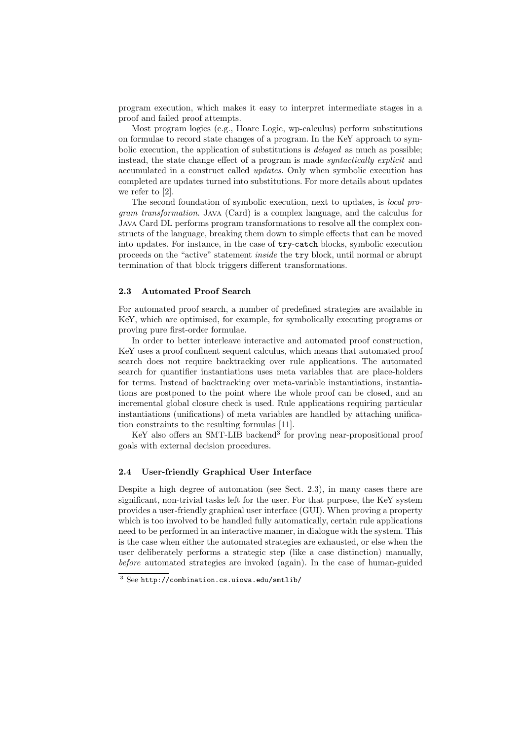program execution, which makes it easy to interpret intermediate stages in a proof and failed proof attempts.

Most program logics (e.g., Hoare Logic, wp-calculus) perform substitutions on formulae to record state changes of a program. In the KeY approach to symbolic execution, the application of substitutions is *delayed* as much as possible; instead, the state change effect of a program is made *syntactically explicit* and accumulated in a construct called *updates*. Only when symbolic execution has completed are updates turned into substitutions. For more details about updates we refer to [2].

The second foundation of symbolic execution, next to updates, is *local program transformation*. Java (Card) is a complex language, and the calculus for Java Card DL performs program transformations to resolve all the complex constructs of the language, breaking them down to simple effects that can be moved into updates. For instance, in the case of `try`-`catch` blocks, symbolic execution proceeds on the "active" statement *inside* the `try` block, until normal or abrupt termination of that block triggers different transformations.

### 2.3 Automated Proof Search

For automated proof search, a number of predefined strategies are available in KeY, which are optimised, for example, for symbolically executing programs or proving pure first-order formulae.

In order to better interleave interactive and automated proof construction, KeY uses a proof confluent sequent calculus, which means that automated proof search does not require backtracking over rule applications. The automated search for quantifier instantiations uses meta variables that are place-holders for terms. Instead of backtracking over meta-variable instantiations, instantiations are postponed to the point where the whole proof can be closed, and an incremental global closure check is used. Rule applications requiring particular instantiations (unifications) of meta variables are handled by attaching unification constraints to the resulting formulas [11].

KeY also offers an SMT-LIB backend[3] for proving near-propositional proof goals with external decision procedures.

### 2.4 User-friendly Graphical User Interface

Despite a high degree of automation (see Sect. 2.3), in many cases there are significant, non-trivial tasks left for the user. For that purpose, the KeY system provides a user-friendly graphical user interface (GUI). When proving a property which is too involved to be handled fully automatically, certain rule applications need to be performed in an interactive manner, in dialogue with the system. This is the case when either the automated strategies are exhausted, or else when the user deliberately performs a strategic step (like a case distinction) manually, *before* automated strategies are invoked (again). In the case of human-guided

[3] See `http://combination.cs.uiowa.edu/smtlib/`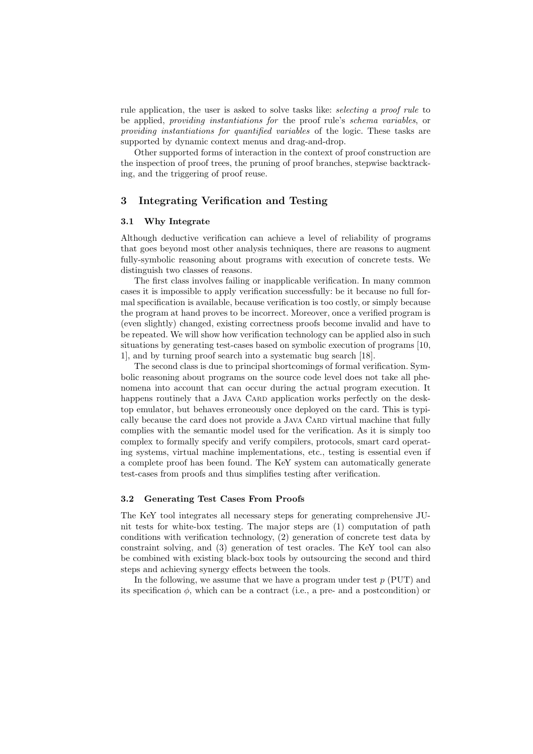rule application, the user is asked to solve tasks like: *selecting a proof rule* to be applied, *providing instantiations for* the proof rule's *schema variables*, or *providing instantiations for quantified variables* of the logic. These tasks are supported by dynamic context menus and drag-and-drop.

Other supported forms of interaction in the context of proof construction are the inspection of proof trees, the pruning of proof branches, stepwise backtracking, and the triggering of proof reuse.

## 3 Integrating Verification and Testing

### 3.1 Why Integrate

Although deductive verification can achieve a level of reliability of programs that goes beyond most other analysis techniques, there are reasons to augment fully-symbolic reasoning about programs with execution of concrete tests. We distinguish two classes of reasons.

The first class involves failing or inapplicable verification. In many common cases it is impossible to apply verification successfully: be it because no full formal specification is available, because verification is too costly, or simply because the program at hand proves to be incorrect. Moreover, once a verified program is (even slightly) changed, existing correctness proofs become invalid and have to be repeated. We will show how verification technology can be applied also in such situations by generating test-cases based on symbolic execution of programs [10, 1], and by turning proof search into a systematic bug search [18].

The second class is due to principal shortcomings of formal verification. Symbolic reasoning about programs on the source code level does not take all phenomena into account that can occur during the actual program execution. It happens routinely that a Java Card application works perfectly on the desktop emulator, but behaves erroneously once deployed on the card. This is typically because the card does not provide a Java Card virtual machine that fully complies with the semantic model used for the verification. As it is simply too complex to formally specify and verify compilers, protocols, smart card operating systems, virtual machine implementations, etc., testing is essential even if a complete proof has been found. The KeY system can automatically generate test-cases from proofs and thus simplifies testing after verification.

### 3.2 Generating Test Cases From Proofs

The KeY tool integrates all necessary steps for generating comprehensive JUnit tests for white-box testing. The major steps are (1) computation of path conditions with verification technology, (2) generation of concrete test data by constraint solving, and (3) generation of test oracles. The KeY tool can also be combined with existing black-box tools by outsourcing the second and third steps and achieving synergy effects between the tools.

In the following, we assume that we have a program under test $p$ (PUT) and its specification $\phi$, which can be a contract (i.e., a pre- and a postcondition) or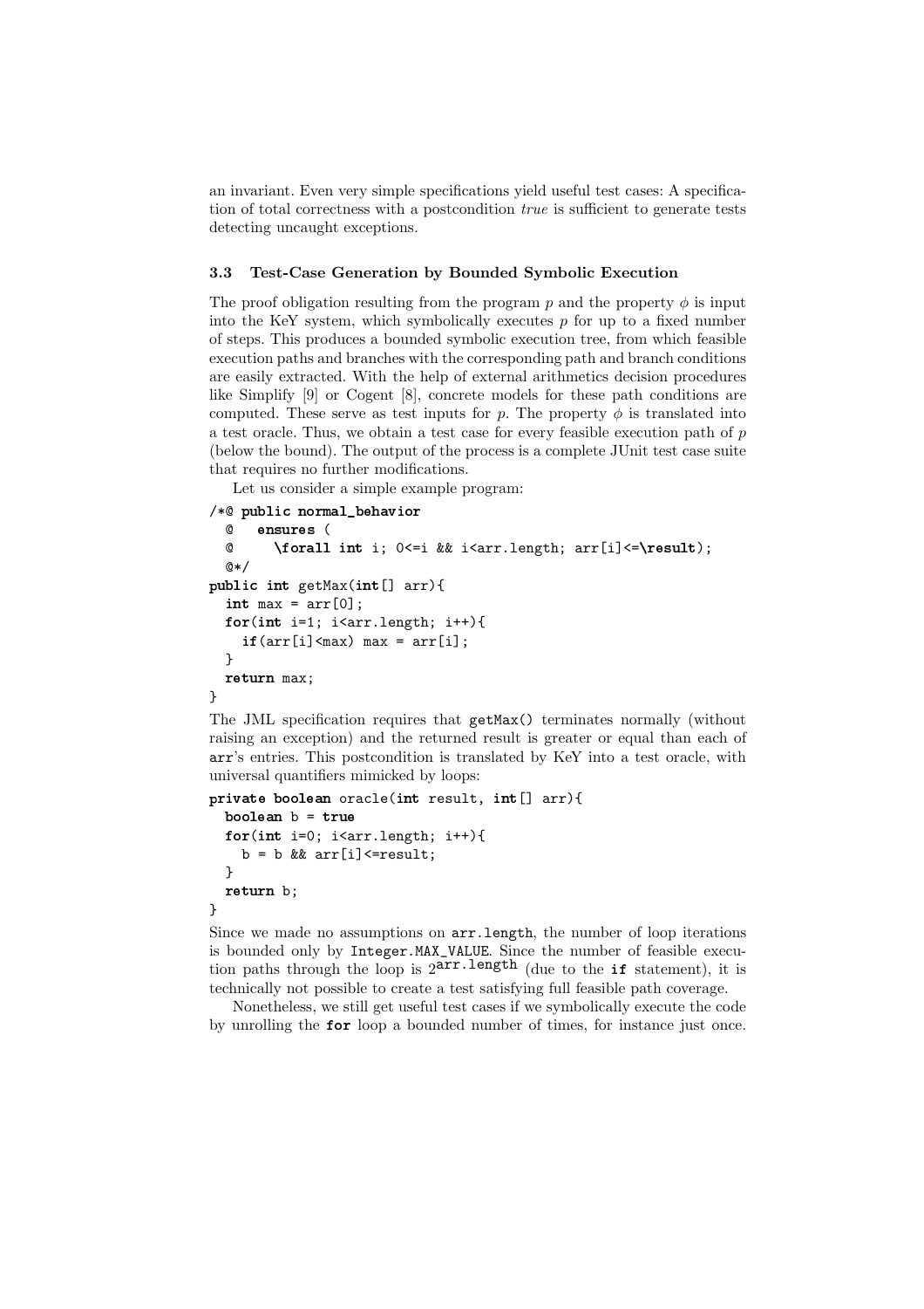an invariant. Even very simple specifications yield useful test cases: A specification of total correctness with a postcondition *true* is sufficient to generate tests detecting uncaught exceptions.

### 3.3 Test-Case Generation by Bounded Symbolic Execution

The proof obligation resulting from the program $p$ and the property $\phi$ is input into the KeY system, which symbolically executes $p$ for up to a fixed number of steps. This produces a bounded symbolic execution tree, from which feasible execution paths and branches with the corresponding path and branch conditions are easily extracted. With the help of external arithmetics decision procedures like Simplify [9] or Cogent [8], concrete models for these path conditions are computed. These serve as test inputs for $p$. The property $\phi$ is translated into a test oracle. Thus, we obtain a test case for every feasible execution path of $p$ (below the bound). The output of the process is a complete JUnit test case suite that requires no further modifications.

Let us consider a simple example program:

```
/*@ public normal_behavior
  @   ensures (
  @     \forall int i; 0<=i && i<arr.length; arr[i]<=\result);
  @*/
public int getMax(int[] arr){
  int max = arr[0];
  for(int i=1; i<arr.length; i++){
    if(arr[i]<max) max = arr[i];
  }
  return max;
}
```

The JML specification requires that `getMax()` terminates normally (without raising an exception) and the returned result is greater or equal than each of `arr`'s entries. This postcondition is translated by KeY into a test oracle, with universal quantifiers mimicked by loops:

```
private boolean oracle(int result, int[] arr){
  boolean b = true
  for(int i=0; i<arr.length; i++){
    b = b && arr[i]<=result;
  }
  return b;
}
```

Since we made no assumptions on `arr.length`, the number of loop iterations is bounded only by `Integer.MAX_VALUE`. Since the number of feasible execution paths through the loop is $2^{\texttt{arr.length}}$ (due to the **if** statement), it is technically not possible to create a test satisfying full feasible path coverage.

Nonetheless, we still get useful test cases if we symbolically execute the code by unrolling the **for** loop a bounded number of times, for instance just once.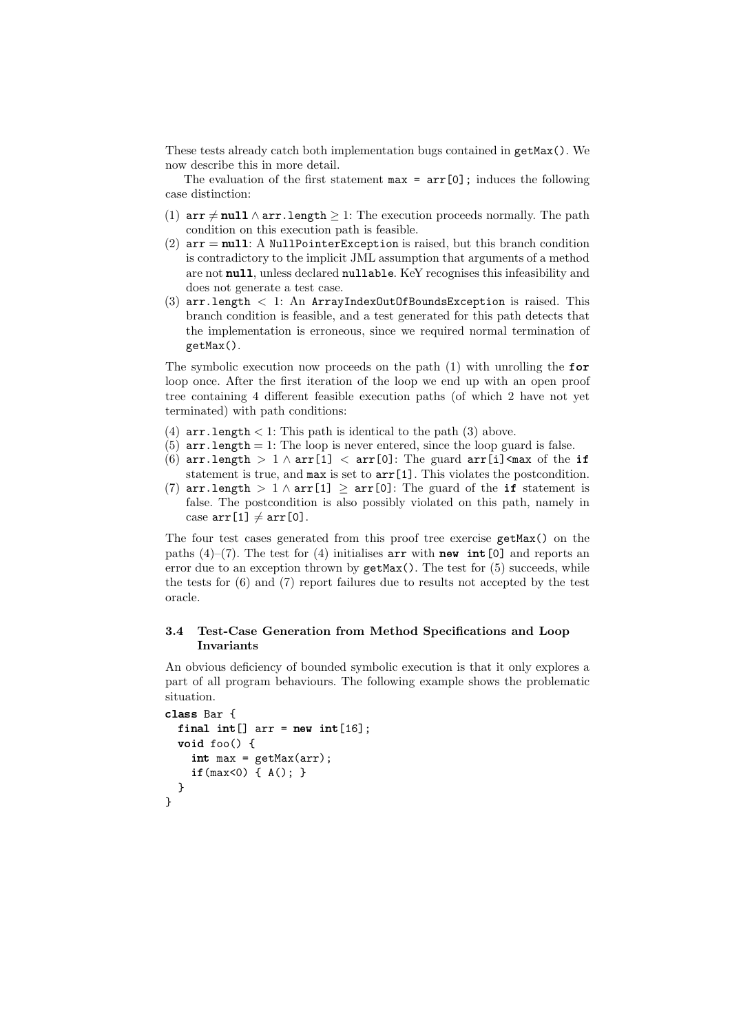These tests already catch both implementation bugs contained in `getMax()`. We now describe this in more detail.

The evaluation of the first statement `max = arr[0];` induces the following case distinction:

(1) $\texttt{arr} \neq \textbf{null} \wedge \texttt{arr.length} \geq 1$: The execution proceeds normally. The path condition on this execution path is feasible.
(2) $\texttt{arr} = \textbf{null}$: A `NullPointerException` is raised, but this branch condition is contradictory to the implicit JML assumption that arguments of a method are not **null**, unless declared `nullable`. KeY recognises this infeasibility and does not generate a test case.
(3) $\texttt{arr.length} < 1$: An `ArrayIndexOutOfBoundsException` is raised. This branch condition is feasible, and a test generated for this path detects that the implementation is erroneous, since we required normal termination of `getMax()`.

The symbolic execution now proceeds on the path (1) with unrolling the **for** loop once. After the first iteration of the loop we end up with an open proof tree containing 4 different feasible execution paths (of which 2 have not yet terminated) with path conditions:

(4) $\texttt{arr.length} < 1$: This path is identical to the path (3) above.
(5) $\texttt{arr.length} = 1$: The loop is never entered, since the loop guard is false.
(6) $\texttt{arr.length} > 1 \wedge \texttt{arr[1]} < \texttt{arr[0]}$: The guard `arr[i]<max` of the **if** statement is true, and `max` is set to `arr[1]`. This violates the postcondition.
(7) $\texttt{arr.length} > 1 \wedge \texttt{arr[1]} \geq \texttt{arr[0]}$: The guard of the **if** statement is false. The postcondition is also possibly violated on this path, namely in case $\texttt{arr[1]} \neq \texttt{arr[0]}$.

The four test cases generated from this proof tree exercise `getMax()` on the paths (4)–(7). The test for (4) initialises `arr` with **new int**`[0]` and reports an error due to an exception thrown by `getMax()`. The test for (5) succeeds, while the tests for (6) and (7) report failures due to results not accepted by the test oracle.

### 3.4 Test-Case Generation from Method Specifications and Loop Invariants

An obvious deficiency of bounded symbolic execution is that it only explores a part of all program behaviours. The following example shows the problematic situation.

```
class Bar {
  final int[] arr = new int[16];
  void foo() {
    int max = getMax(arr);
    if(max<0) { A(); }
  }
}
```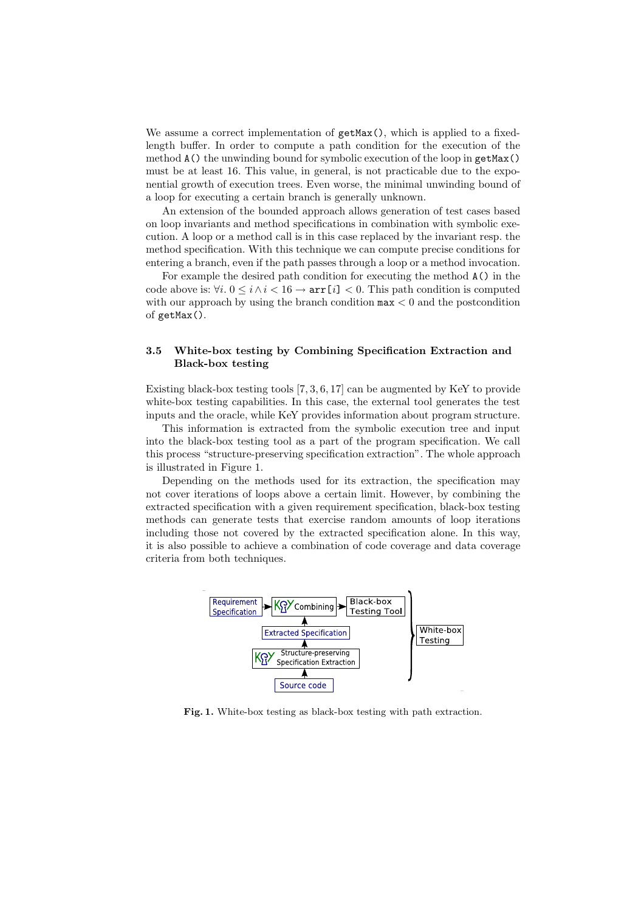We assume a correct implementation of `getMax()`, which is applied to a fixed-length buffer. In order to compute a path condition for the execution of the method `A()` the unwinding bound for symbolic execution of the loop in `getMax()` must be at least 16. This value, in general, is not practicable due to the exponential growth of execution trees. Even worse, the minimal unwinding bound of a loop for executing a certain branch is generally unknown.

An extension of the bounded approach allows generation of test cases based on loop invariants and method specifications in combination with symbolic execution. A loop or a method call is in this case replaced by the invariant resp. the method specification. With this technique we can compute precise conditions for entering a branch, even if the path passes through a loop or a method invocation.

For example the desired path condition for executing the method `A()` in the code above is: $\forall i.\ 0 \leq i \wedge i < 16 \rightarrow \texttt{arr}[i] < 0$. This path condition is computed with our approach by using the branch condition $\texttt{max} < 0$ and the postcondition of `getMax()`.

### 3.5 White-box testing by Combining Specification Extraction and Black-box testing

Existing black-box testing tools [7, 3, 6, 17] can be augmented by KeY to provide white-box testing capabilities. In this case, the external tool generates the test inputs and the oracle, while KeY provides information about program structure.

This information is extracted from the symbolic execution tree and input into the black-box testing tool as a part of the program specification. We call this process "structure-preserving specification extraction". The whole approach is illustrated in Figure 1.

Depending on the methods used for its extraction, the specification may not cover iterations of loops above a certain limit. However, by combining the extracted specification with a given requirement specification, black-box testing methods can generate tests that exercise random amounts of loop iterations including those not covered by the extracted specification alone. In this way, it is also possible to achieve a combination of code coverage and data coverage criteria from both techniques.

Requirement Specification
KeY Combining
Black-box Testing Tool
Extracted Specification
KeY Structure-preserving Specification Extraction
Source code
White-box Testing

**Fig. 1.** White-box testing as black-box testing with path extraction.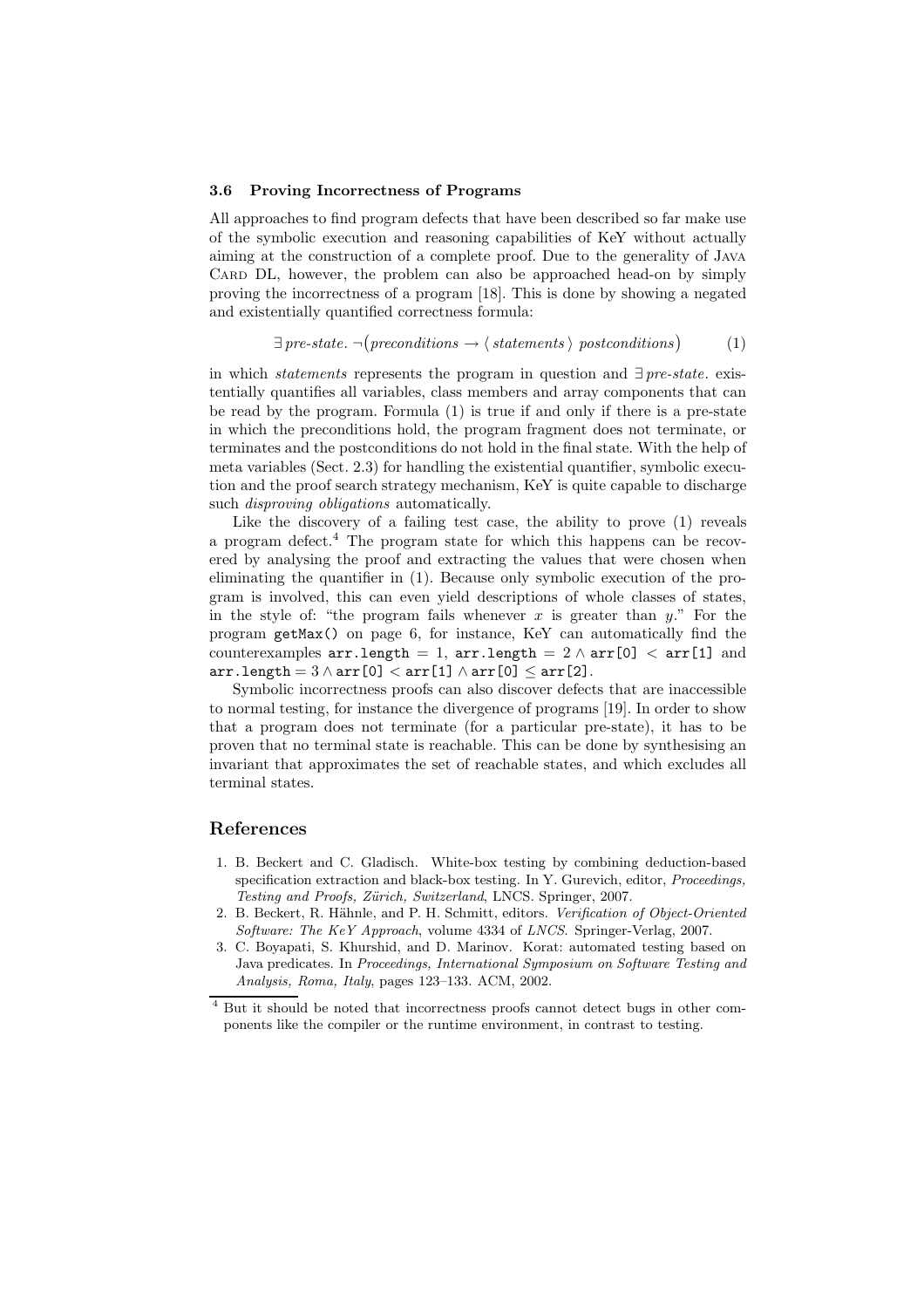### 3.6 Proving Incorrectness of Programs

All approaches to find program defects that have been described so far make use of the symbolic execution and reasoning capabilities of KeY without actually aiming at the construction of a complete proof. Due to the generality of Java Card DL, however, the problem can also be approached head-on by simply proving the incorrectness of a program [18]. This is done by showing a negated and existentially quantified correctness formula:

$$\exists\, \textit{pre-state}.\ \neg\big(\textit{preconditions} \rightarrow \langle\, \textit{statements}\,\rangle\ \textit{postconditions}\big) \qquad (1)$$

in which *statements* represents the program in question and $\exists\, \textit{pre-state}.$ existentially quantifies all variables, class members and array components that can be read by the program. Formula (1) is true if and only if there is a pre-state in which the preconditions hold, the program fragment does not terminate, or terminates and the postconditions do not hold in the final state. With the help of meta variables (Sect. 2.3) for handling the existential quantifier, symbolic execution and the proof search strategy mechanism, KeY is quite capable to discharge such *disproving obligations* automatically.

Like the discovery of a failing test case, the ability to prove (1) reveals a program defect.[4] The program state for which this happens can be recovered by analysing the proof and extracting the values that were chosen when eliminating the quantifier in (1). Because only symbolic execution of the program is involved, this can even yield descriptions of whole classes of states, in the style of: "the program fails whenever $x$ is greater than $y$." For the program `getMax()` on page 6, for instance, KeY can automatically find the counterexamples $\texttt{arr.length} = 1$, $\texttt{arr.length} = 2 \wedge \texttt{arr[0]} < \texttt{arr[1]}$ and $\texttt{arr.length} = 3 \wedge \texttt{arr[0]} < \texttt{arr[1]} \wedge \texttt{arr[0]} \leq \texttt{arr[2]}$.

Symbolic incorrectness proofs can also discover defects that are inaccessible to normal testing, for instance the divergence of programs [19]. In order to show that a program does not terminate (for a particular pre-state), it has to be proven that no terminal state is reachable. This can be done by synthesising an invariant that approximates the set of reachable states, and which excludes all terminal states.

## References

1. B. Beckert and C. Gladisch. White-box testing by combining deduction-based specification extraction and black-box testing. In Y. Gurevich, editor, *Proceedings, Testing and Proofs, Zürich, Switzerland*, LNCS. Springer, 2007.
2. B. Beckert, R. Hähnle, and P. H. Schmitt, editors. *Verification of Object-Oriented Software: The KeY Approach*, volume 4334 of *LNCS*. Springer-Verlag, 2007.
3. C. Boyapati, S. Khurshid, and D. Marinov. Korat: automated testing based on Java predicates. In *Proceedings, International Symposium on Software Testing and Analysis, Roma, Italy*, pages 123–133. ACM, 2002.

[4] But it should be noted that incorrectness proofs cannot detect bugs in other components like the compiler or the runtime environment, in contrast to testing.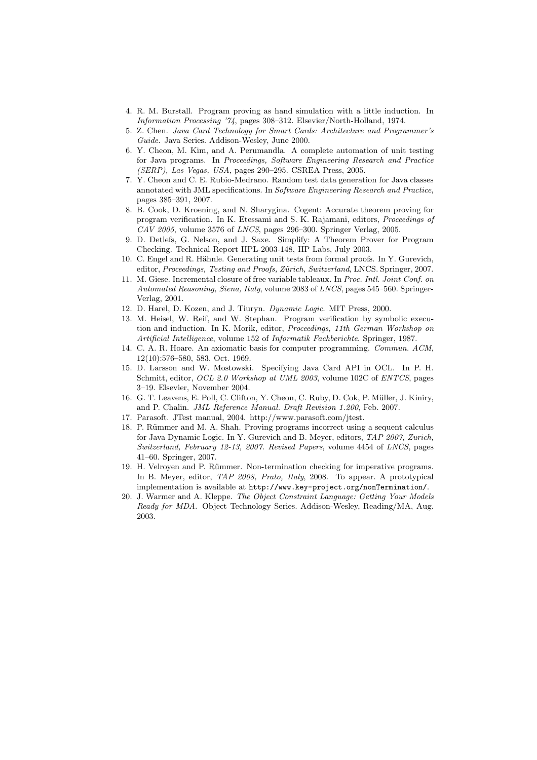4. R. M. Burstall. Program proving as hand simulation with a little induction. In *Information Processing '74*, pages 308–312. Elsevier/North-Holland, 1974.
5. Z. Chen. *Java Card Technology for Smart Cards: Architecture and Programmer's Guide*. Java Series. Addison-Wesley, June 2000.
6. Y. Cheon, M. Kim, and A. Perumandla. A complete automation of unit testing for Java programs. In *Proceedings, Software Engineering Research and Practice (SERP), Las Vegas, USA*, pages 290–295. CSREA Press, 2005.
7. Y. Cheon and C. E. Rubio-Medrano. Random test data generation for Java classes annotated with JML specifications. In *Software Engineering Research and Practice*, pages 385–391, 2007.
8. B. Cook, D. Kroening, and N. Sharygina. Cogent: Accurate theorem proving for program verification. In K. Etessami and S. K. Rajamani, editors, *Proceedings of CAV 2005*, volume 3576 of *LNCS*, pages 296–300. Springer Verlag, 2005.
9. D. Detlefs, G. Nelson, and J. Saxe. Simplify: A Theorem Prover for Program Checking. Technical Report HPL-2003-148, HP Labs, July 2003.
10. C. Engel and R. Hähnle. Generating unit tests from formal proofs. In Y. Gurevich, editor, *Proceedings, Testing and Proofs, Zürich, Switzerland*, LNCS. Springer, 2007.
11. M. Giese. Incremental closure of free variable tableaux. In *Proc. Intl. Joint Conf. on Automated Reasoning, Siena, Italy*, volume 2083 of *LNCS*, pages 545–560. Springer-Verlag, 2001.
12. D. Harel, D. Kozen, and J. Tiuryn. *Dynamic Logic*. MIT Press, 2000.
13. M. Heisel, W. Reif, and W. Stephan. Program verification by symbolic execution and induction. In K. Morik, editor, *Proceedings, 11th German Workshop on Artificial Intelligence*, volume 152 of *Informatik Fachberichte*. Springer, 1987.
14. C. A. R. Hoare. An axiomatic basis for computer programming. *Commun. ACM*, 12(10):576–580, 583, Oct. 1969.
15. D. Larsson and W. Mostowski. Specifying Java Card API in OCL. In P. H. Schmitt, editor, *OCL 2.0 Workshop at UML 2003*, volume 102C of *ENTCS*, pages 3–19. Elsevier, November 2004.
16. G. T. Leavens, E. Poll, C. Clifton, Y. Cheon, C. Ruby, D. Cok, P. Müller, J. Kiniry, and P. Chalin. *JML Reference Manual. Draft Revision 1.200*, Feb. 2007.
17. Parasoft. JTest manual, 2004. http://www.parasoft.com/jtest.
18. P. Rümmer and M. A. Shah. Proving programs incorrect using a sequent calculus for Java Dynamic Logic. In Y. Gurevich and B. Meyer, editors, *TAP 2007, Zurich, Switzerland, February 12-13, 2007. Revised Papers*, volume 4454 of *LNCS*, pages 41–60. Springer, 2007.
19. H. Velroyen and P. Rümmer. Non-termination checking for imperative programs. In B. Meyer, editor, *TAP 2008, Prato, Italy*, 2008. To appear. A prototypical implementation is available at `http://www.key-project.org/nonTermination/`.
20. J. Warmer and A. Kleppe. *The Object Constraint Language: Getting Your Models Ready for MDA*. Object Technology Series. Addison-Wesley, Reading/MA, Aug. 2003.